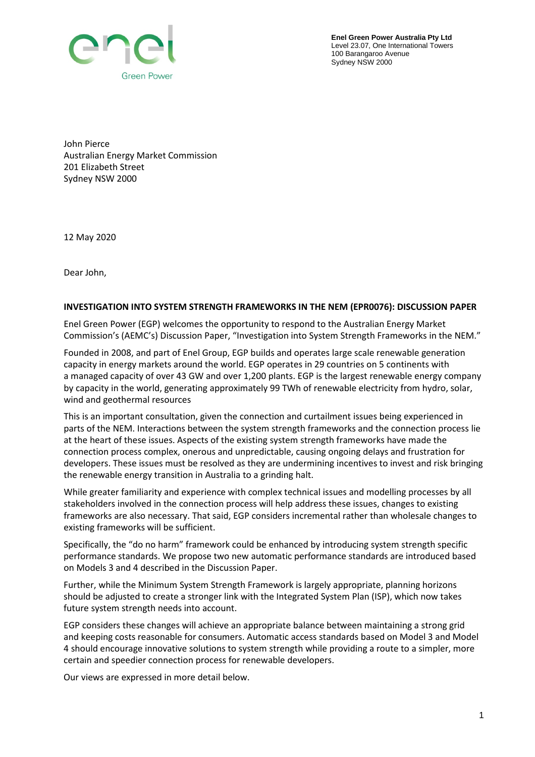enel Green Power

**Enel Green Power Australia Pty Ltd**
Level 23.07, One International Towers
100 Barangaroo Avenue
Sydney NSW 2000

John Pierce
Australian Energy Market Commission
201 Elizabeth Street
Sydney NSW 2000

12 May 2020

Dear John,

**INVESTIGATION INTO SYSTEM STRENGTH FRAMEWORKS IN THE NEM (EPR0076): DISCUSSION PAPER**

Enel Green Power (EGP) welcomes the opportunity to respond to the Australian Energy Market Commission's (AEMC's) Discussion Paper, "Investigation into System Strength Frameworks in the NEM."

Founded in 2008, and part of Enel Group, EGP builds and operates large scale renewable generation capacity in energy markets around the world. EGP operates in 29 countries on 5 continents with a managed capacity of over 43 GW and over 1,200 plants. EGP is the largest renewable energy company by capacity in the world, generating approximately 99 TWh of renewable electricity from hydro, solar, wind and geothermal resources

This is an important consultation, given the connection and curtailment issues being experienced in parts of the NEM. Interactions between the system strength frameworks and the connection process lie at the heart of these issues. Aspects of the existing system strength frameworks have made the connection process complex, onerous and unpredictable, causing ongoing delays and frustration for developers. These issues must be resolved as they are undermining incentives to invest and risk bringing the renewable energy transition in Australia to a grinding halt.

While greater familiarity and experience with complex technical issues and modelling processes by all stakeholders involved in the connection process will help address these issues, changes to existing frameworks are also necessary. That said, EGP considers incremental rather than wholesale changes to existing frameworks will be sufficient.

Specifically, the "do no harm" framework could be enhanced by introducing system strength specific performance standards. We propose two new automatic performance standards are introduced based on Models 3 and 4 described in the Discussion Paper.

Further, while the Minimum System Strength Framework is largely appropriate, planning horizons should be adjusted to create a stronger link with the Integrated System Plan (ISP), which now takes future system strength needs into account.

EGP considers these changes will achieve an appropriate balance between maintaining a strong grid and keeping costs reasonable for consumers. Automatic access standards based on Model 3 and Model 4 should encourage innovative solutions to system strength while providing a route to a simpler, more certain and speedier connection process for renewable developers.

Our views are expressed in more detail below.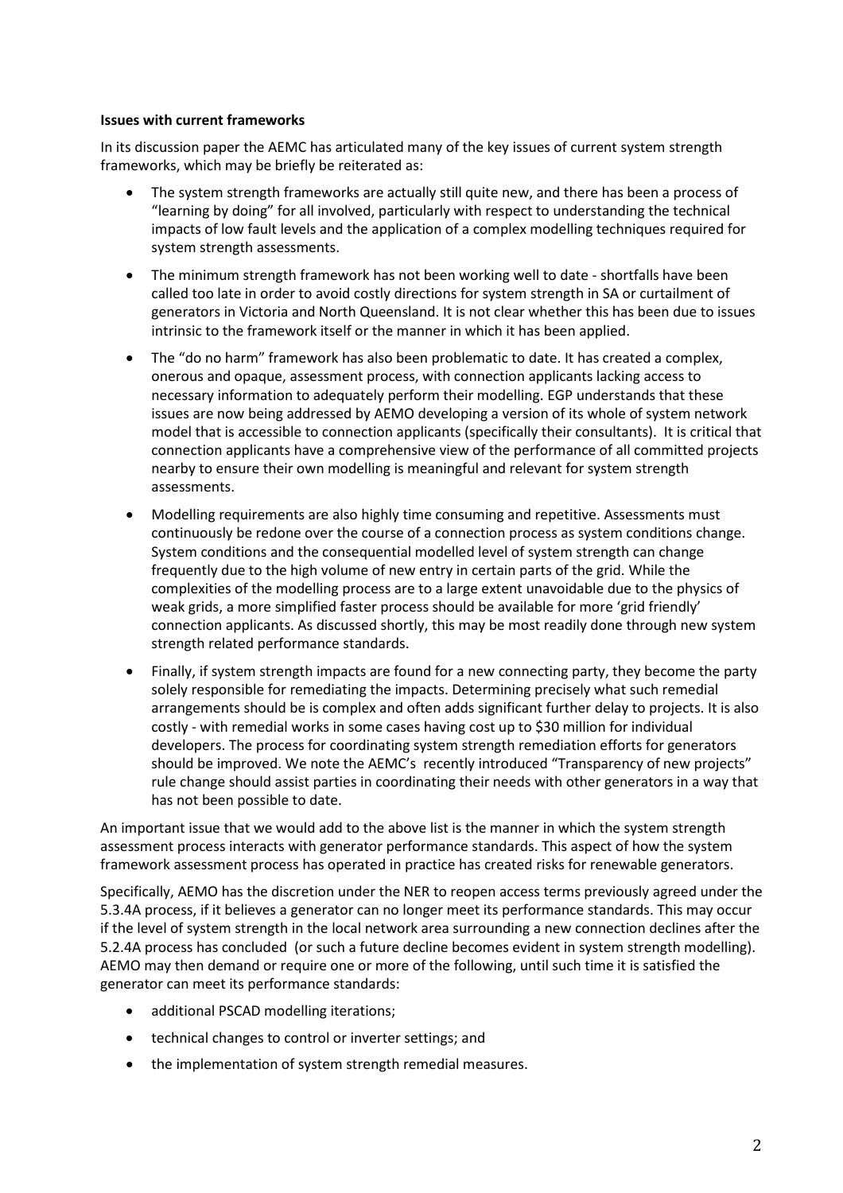**Issues with current frameworks**

In its discussion paper the AEMC has articulated many of the key issues of current system strength frameworks, which may be briefly be reiterated as:

- The system strength frameworks are actually still quite new, and there has been a process of "learning by doing" for all involved, particularly with respect to understanding the technical impacts of low fault levels and the application of a complex modelling techniques required for system strength assessments.
- The minimum strength framework has not been working well to date - shortfalls have been called too late in order to avoid costly directions for system strength in SA or curtailment of generators in Victoria and North Queensland. It is not clear whether this has been due to issues intrinsic to the framework itself or the manner in which it has been applied.
- The "do no harm" framework has also been problematic to date. It has created a complex, onerous and opaque, assessment process, with connection applicants lacking access to necessary information to adequately perform their modelling. EGP understands that these issues are now being addressed by AEMO developing a version of its whole of system network model that is accessible to connection applicants (specifically their consultants). It is critical that connection applicants have a comprehensive view of the performance of all committed projects nearby to ensure their own modelling is meaningful and relevant for system strength assessments.
- Modelling requirements are also highly time consuming and repetitive. Assessments must continuously be redone over the course of a connection process as system conditions change. System conditions and the consequential modelled level of system strength can change frequently due to the high volume of new entry in certain parts of the grid. While the complexities of the modelling process are to a large extent unavoidable due to the physics of weak grids, a more simplified faster process should be available for more 'grid friendly' connection applicants. As discussed shortly, this may be most readily done through new system strength related performance standards.
- Finally, if system strength impacts are found for a new connecting party, they become the party solely responsible for remediating the impacts. Determining precisely what such remedial arrangements should be is complex and often adds significant further delay to projects. It is also costly - with remedial works in some cases having cost up to $30 million for individual developers. The process for coordinating system strength remediation efforts for generators should be improved. We note the AEMC's recently introduced "Transparency of new projects" rule change should assist parties in coordinating their needs with other generators in a way that has not been possible to date.

An important issue that we would add to the above list is the manner in which the system strength assessment process interacts with generator performance standards. This aspect of how the system framework assessment process has operated in practice has created risks for renewable generators.

Specifically, AEMO has the discretion under the NER to reopen access terms previously agreed under the 5.3.4A process, if it believes a generator can no longer meet its performance standards. This may occur if the level of system strength in the local network area surrounding a new connection declines after the 5.2.4A process has concluded (or such a future decline becomes evident in system strength modelling). AEMO may then demand or require one or more of the following, until such time it is satisfied the generator can meet its performance standards:

- additional PSCAD modelling iterations;
- technical changes to control or inverter settings; and
- the implementation of system strength remedial measures.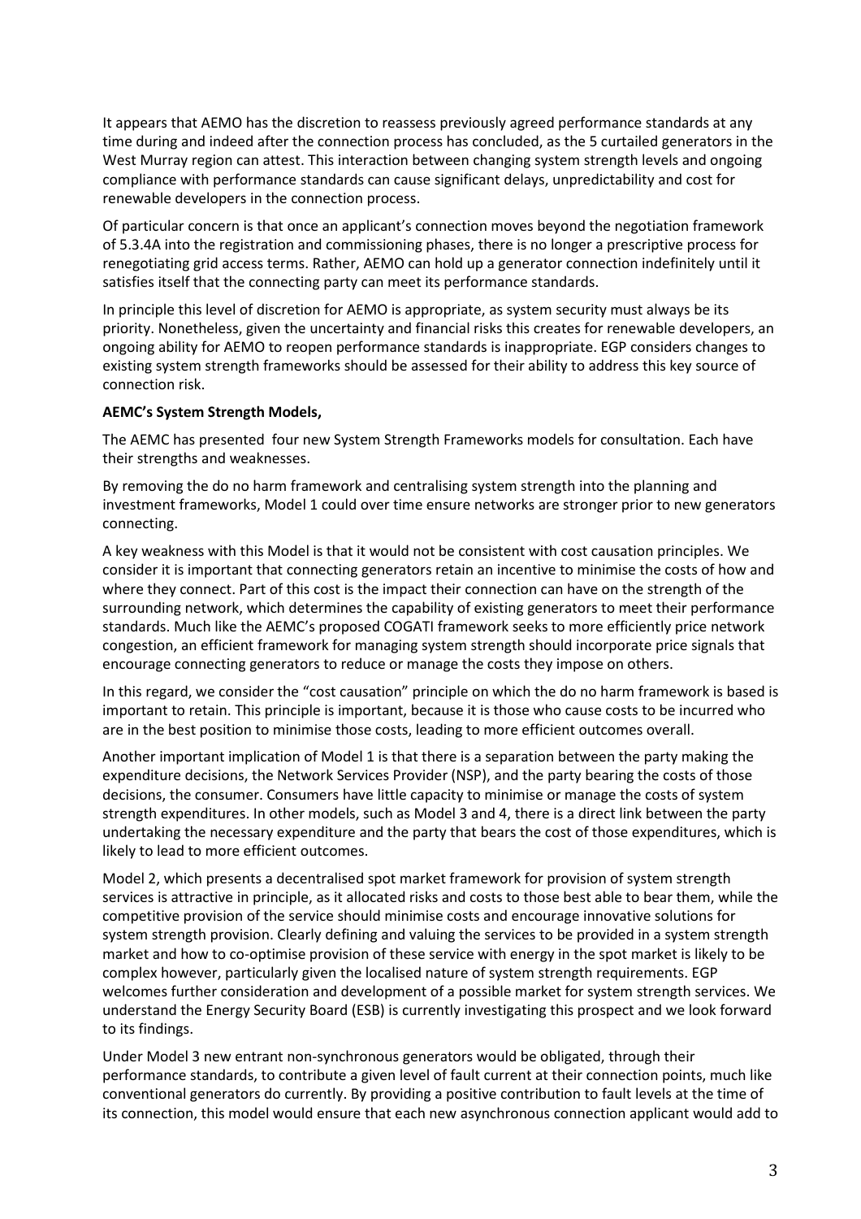It appears that AEMO has the discretion to reassess previously agreed performance standards at any time during and indeed after the connection process has concluded, as the 5 curtailed generators in the West Murray region can attest. This interaction between changing system strength levels and ongoing compliance with performance standards can cause significant delays, unpredictability and cost for renewable developers in the connection process.

Of particular concern is that once an applicant's connection moves beyond the negotiation framework of 5.3.4A into the registration and commissioning phases, there is no longer a prescriptive process for renegotiating grid access terms. Rather, AEMO can hold up a generator connection indefinitely until it satisfies itself that the connecting party can meet its performance standards.

In principle this level of discretion for AEMO is appropriate, as system security must always be its priority. Nonetheless, given the uncertainty and financial risks this creates for renewable developers, an ongoing ability for AEMO to reopen performance standards is inappropriate. EGP considers changes to existing system strength frameworks should be assessed for their ability to address this key source of connection risk.

**AEMC's System Strength Models,**

The AEMC has presented four new System Strength Frameworks models for consultation. Each have their strengths and weaknesses.

By removing the do no harm framework and centralising system strength into the planning and investment frameworks, Model 1 could over time ensure networks are stronger prior to new generators connecting.

A key weakness with this Model is that it would not be consistent with cost causation principles. We consider it is important that connecting generators retain an incentive to minimise the costs of how and where they connect. Part of this cost is the impact their connection can have on the strength of the surrounding network, which determines the capability of existing generators to meet their performance standards. Much like the AEMC's proposed COGATI framework seeks to more efficiently price network congestion, an efficient framework for managing system strength should incorporate price signals that encourage connecting generators to reduce or manage the costs they impose on others.

In this regard, we consider the "cost causation" principle on which the do no harm framework is based is important to retain. This principle is important, because it is those who cause costs to be incurred who are in the best position to minimise those costs, leading to more efficient outcomes overall.

Another important implication of Model 1 is that there is a separation between the party making the expenditure decisions, the Network Services Provider (NSP), and the party bearing the costs of those decisions, the consumer. Consumers have little capacity to minimise or manage the costs of system strength expenditures. In other models, such as Model 3 and 4, there is a direct link between the party undertaking the necessary expenditure and the party that bears the cost of those expenditures, which is likely to lead to more efficient outcomes.

Model 2, which presents a decentralised spot market framework for provision of system strength services is attractive in principle, as it allocated risks and costs to those best able to bear them, while the competitive provision of the service should minimise costs and encourage innovative solutions for system strength provision. Clearly defining and valuing the services to be provided in a system strength market and how to co-optimise provision of these service with energy in the spot market is likely to be complex however, particularly given the localised nature of system strength requirements. EGP welcomes further consideration and development of a possible market for system strength services. We understand the Energy Security Board (ESB) is currently investigating this prospect and we look forward to its findings.

Under Model 3 new entrant non-synchronous generators would be obligated, through their performance standards, to contribute a given level of fault current at their connection points, much like conventional generators do currently. By providing a positive contribution to fault levels at the time of its connection, this model would ensure that each new asynchronous connection applicant would add to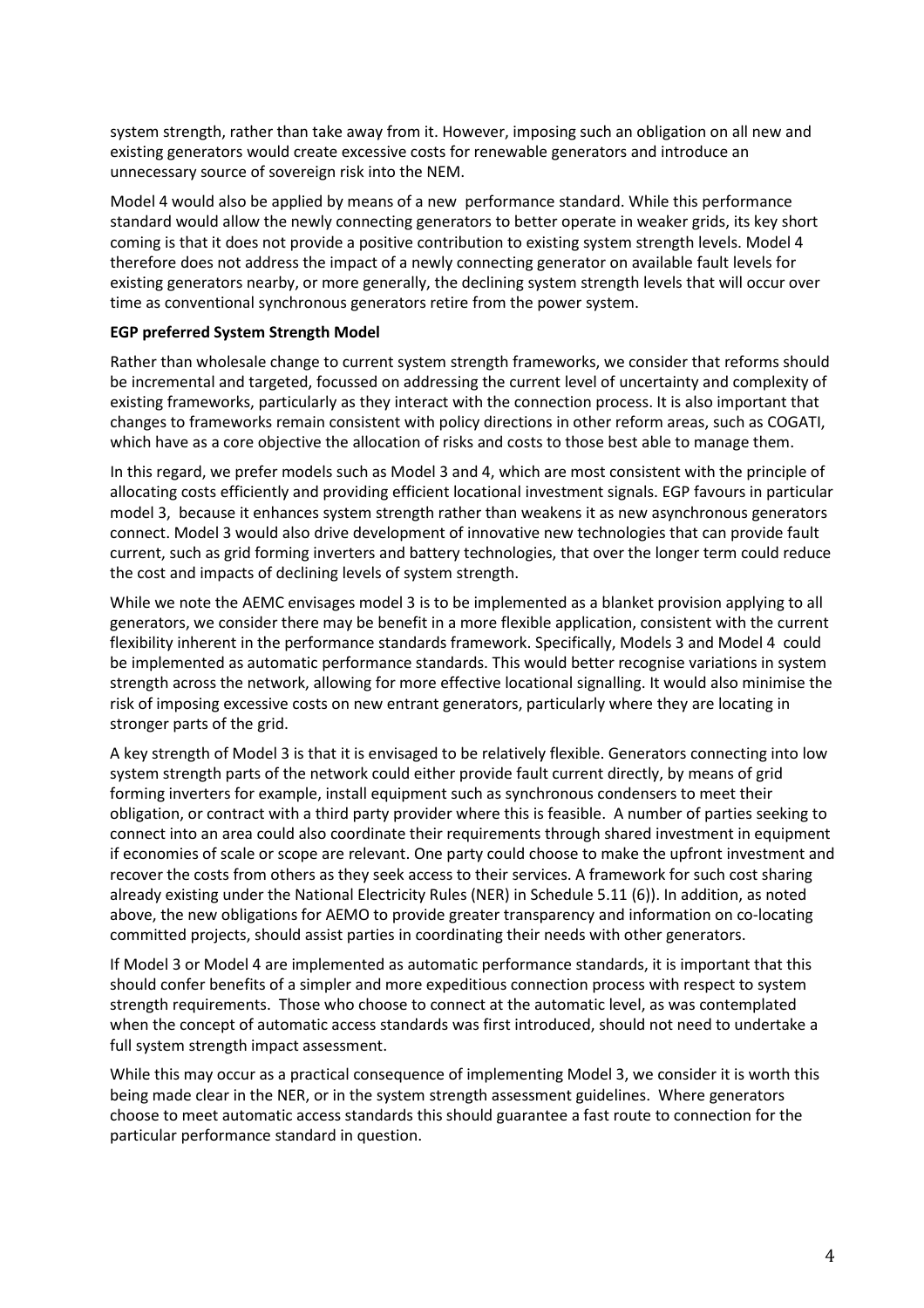system strength, rather than take away from it. However, imposing such an obligation on all new and existing generators would create excessive costs for renewable generators and introduce an unnecessary source of sovereign risk into the NEM.

Model 4 would also be applied by means of a new performance standard. While this performance standard would allow the newly connecting generators to better operate in weaker grids, its key short coming is that it does not provide a positive contribution to existing system strength levels. Model 4 therefore does not address the impact of a newly connecting generator on available fault levels for existing generators nearby, or more generally, the declining system strength levels that will occur over time as conventional synchronous generators retire from the power system.

**EGP preferred System Strength Model**

Rather than wholesale change to current system strength frameworks, we consider that reforms should be incremental and targeted, focussed on addressing the current level of uncertainty and complexity of existing frameworks, particularly as they interact with the connection process. It is also important that changes to frameworks remain consistent with policy directions in other reform areas, such as COGATI, which have as a core objective the allocation of risks and costs to those best able to manage them.

In this regard, we prefer models such as Model 3 and 4, which are most consistent with the principle of allocating costs efficiently and providing efficient locational investment signals. EGP favours in particular model 3, because it enhances system strength rather than weakens it as new asynchronous generators connect. Model 3 would also drive development of innovative new technologies that can provide fault current, such as grid forming inverters and battery technologies, that over the longer term could reduce the cost and impacts of declining levels of system strength.

While we note the AEMC envisages model 3 is to be implemented as a blanket provision applying to all generators, we consider there may be benefit in a more flexible application, consistent with the current flexibility inherent in the performance standards framework. Specifically, Models 3 and Model 4 could be implemented as automatic performance standards. This would better recognise variations in system strength across the network, allowing for more effective locational signalling. It would also minimise the risk of imposing excessive costs on new entrant generators, particularly where they are locating in stronger parts of the grid.

A key strength of Model 3 is that it is envisaged to be relatively flexible. Generators connecting into low system strength parts of the network could either provide fault current directly, by means of grid forming inverters for example, install equipment such as synchronous condensers to meet their obligation, or contract with a third party provider where this is feasible. A number of parties seeking to connect into an area could also coordinate their requirements through shared investment in equipment if economies of scale or scope are relevant. One party could choose to make the upfront investment and recover the costs from others as they seek access to their services. A framework for such cost sharing already existing under the National Electricity Rules (NER) in Schedule 5.11 (6)). In addition, as noted above, the new obligations for AEMO to provide greater transparency and information on co-locating committed projects, should assist parties in coordinating their needs with other generators.

If Model 3 or Model 4 are implemented as automatic performance standards, it is important that this should confer benefits of a simpler and more expeditious connection process with respect to system strength requirements. Those who choose to connect at the automatic level, as was contemplated when the concept of automatic access standards was first introduced, should not need to undertake a full system strength impact assessment.

While this may occur as a practical consequence of implementing Model 3, we consider it is worth this being made clear in the NER, or in the system strength assessment guidelines. Where generators choose to meet automatic access standards this should guarantee a fast route to connection for the particular performance standard in question.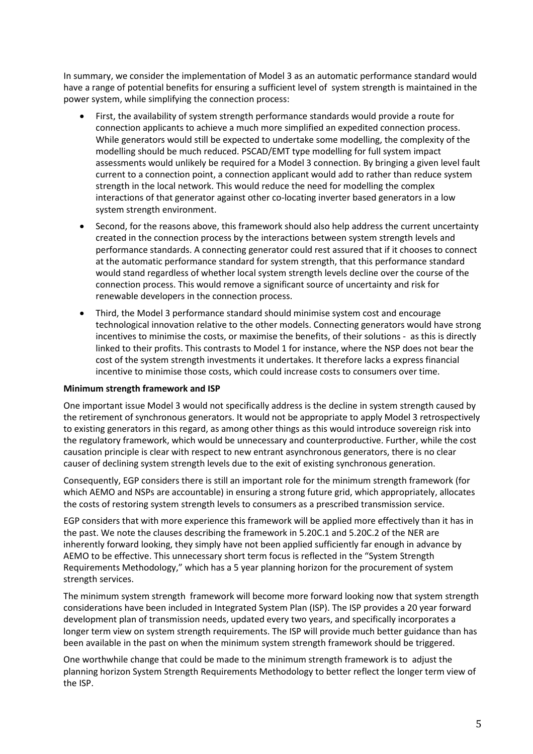In summary, we consider the implementation of Model 3 as an automatic performance standard would have a range of potential benefits for ensuring a sufficient level of system strength is maintained in the power system, while simplifying the connection process:

- First, the availability of system strength performance standards would provide a route for connection applicants to achieve a much more simplified an expedited connection process. While generators would still be expected to undertake some modelling, the complexity of the modelling should be much reduced. PSCAD/EMT type modelling for full system impact assessments would unlikely be required for a Model 3 connection. By bringing a given level fault current to a connection point, a connection applicant would add to rather than reduce system strength in the local network. This would reduce the need for modelling the complex interactions of that generator against other co-locating inverter based generators in a low system strength environment.
- Second, for the reasons above, this framework should also help address the current uncertainty created in the connection process by the interactions between system strength levels and performance standards. A connecting generator could rest assured that if it chooses to connect at the automatic performance standard for system strength, that this performance standard would stand regardless of whether local system strength levels decline over the course of the connection process. This would remove a significant source of uncertainty and risk for renewable developers in the connection process.
- Third, the Model 3 performance standard should minimise system cost and encourage technological innovation relative to the other models. Connecting generators would have strong incentives to minimise the costs, or maximise the benefits, of their solutions - as this is directly linked to their profits. This contrasts to Model 1 for instance, where the NSP does not bear the cost of the system strength investments it undertakes. It therefore lacks a express financial incentive to minimise those costs, which could increase costs to consumers over time.

**Minimum strength framework and ISP**

One important issue Model 3 would not specifically address is the decline in system strength caused by the retirement of synchronous generators. It would not be appropriate to apply Model 3 retrospectively to existing generators in this regard, as among other things as this would introduce sovereign risk into the regulatory framework, which would be unnecessary and counterproductive. Further, while the cost causation principle is clear with respect to new entrant asynchronous generators, there is no clear causer of declining system strength levels due to the exit of existing synchronous generation.

Consequently, EGP considers there is still an important role for the minimum strength framework (for which AEMO and NSPs are accountable) in ensuring a strong future grid, which appropriately, allocates the costs of restoring system strength levels to consumers as a prescribed transmission service.

EGP considers that with more experience this framework will be applied more effectively than it has in the past. We note the clauses describing the framework in 5.20C.1 and 5.20C.2 of the NER are inherently forward looking, they simply have not been applied sufficiently far enough in advance by AEMO to be effective. This unnecessary short term focus is reflected in the "System Strength Requirements Methodology," which has a 5 year planning horizon for the procurement of system strength services.

The minimum system strength framework will become more forward looking now that system strength considerations have been included in Integrated System Plan (ISP). The ISP provides a 20 year forward development plan of transmission needs, updated every two years, and specifically incorporates a longer term view on system strength requirements. The ISP will provide much better guidance than has been available in the past on when the minimum system strength framework should be triggered.

One worthwhile change that could be made to the minimum strength framework is to adjust the planning horizon System Strength Requirements Methodology to better reflect the longer term view of the ISP.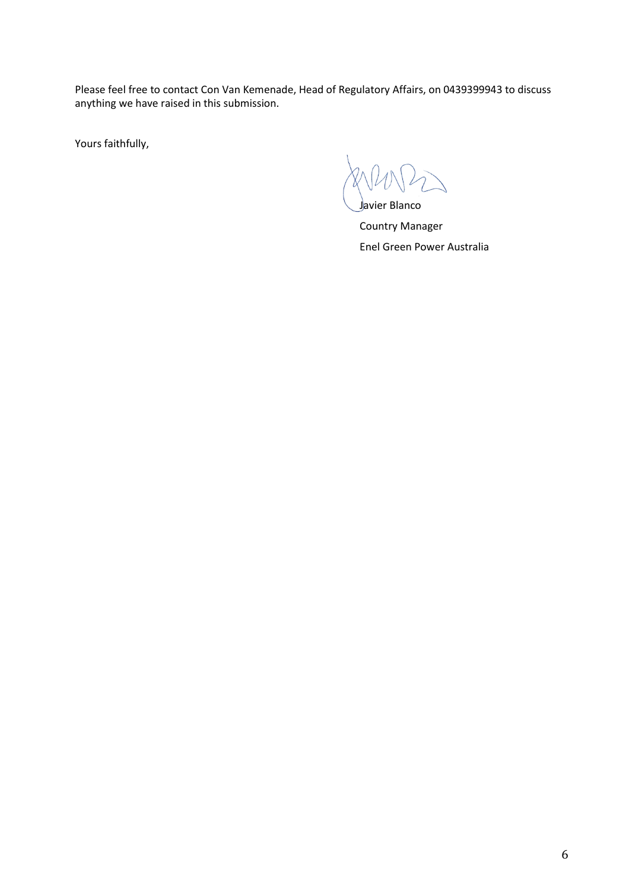Please feel free to contact Con Van Kemenade, Head of Regulatory Affairs, on 0439399943 to discuss anything we have raised in this submission.

Yours faithfully,

Javier Blanco

Country Manager

Enel Green Power Australia